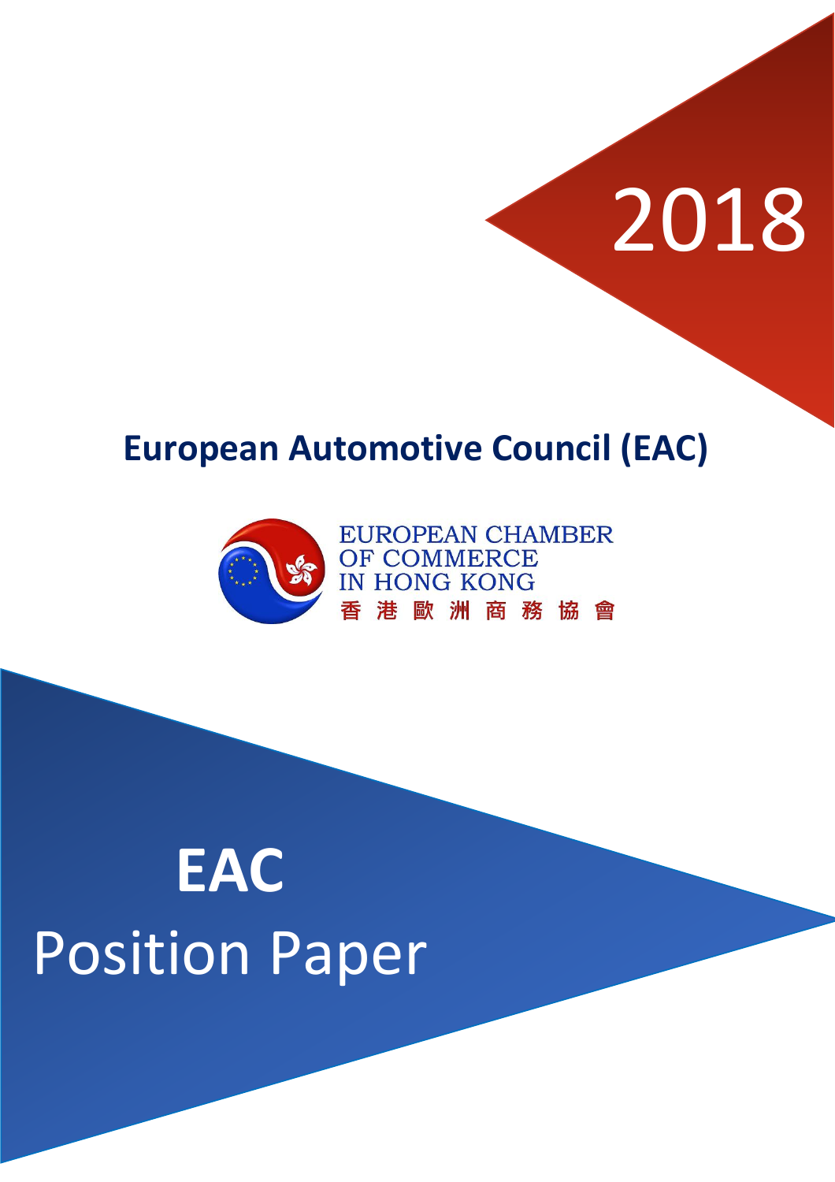2018

# European Automotive Council (EAC)

EUROPEAN CHAMBER OF COMMERCE IN HONG KONG

香港歐洲商務協會

# EAC

# Position Paper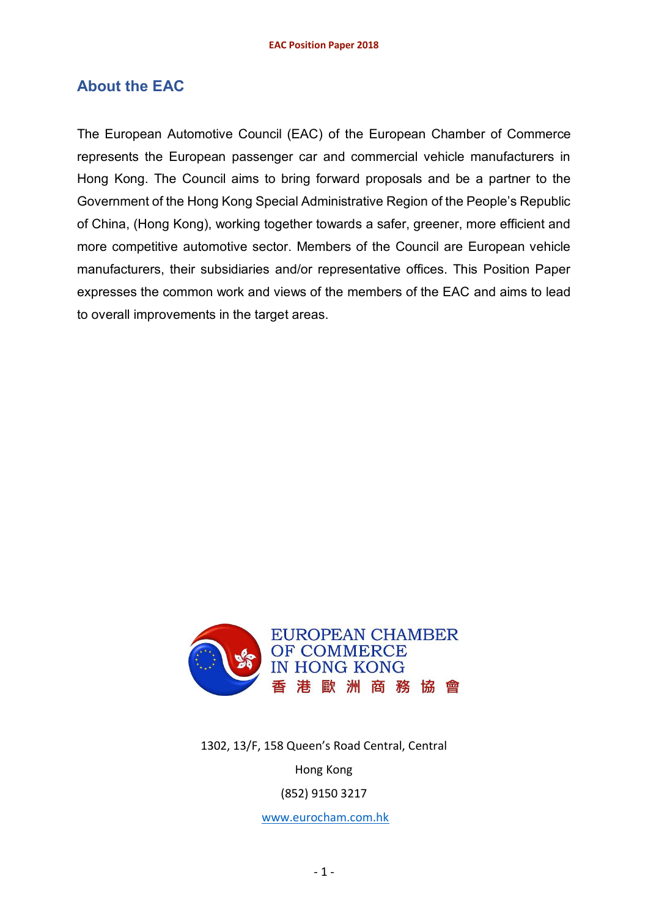## About the EAC

The European Automotive Council (EAC) of the European Chamber of Commerce represents the European passenger car and commercial vehicle manufacturers in Hong Kong. The Council aims to bring forward proposals and be a partner to the Government of the Hong Kong Special Administrative Region of the People's Republic of China, (Hong Kong), working together towards a safer, greener, more efficient and more competitive automotive sector. Members of the Council are European vehicle manufacturers, their subsidiaries and/or representative offices. This Position Paper expresses the common work and views of the members of the EAC and aims to lead to overall improvements in the target areas.

EUROPEAN CHAMBER OF COMMERCE IN HONG KONG
香 港 歐 洲 商 務 協 會

1302, 13/F, 158 Queen's Road Central, Central

Hong Kong

(852) 9150 3217

www.eurocham.com.hk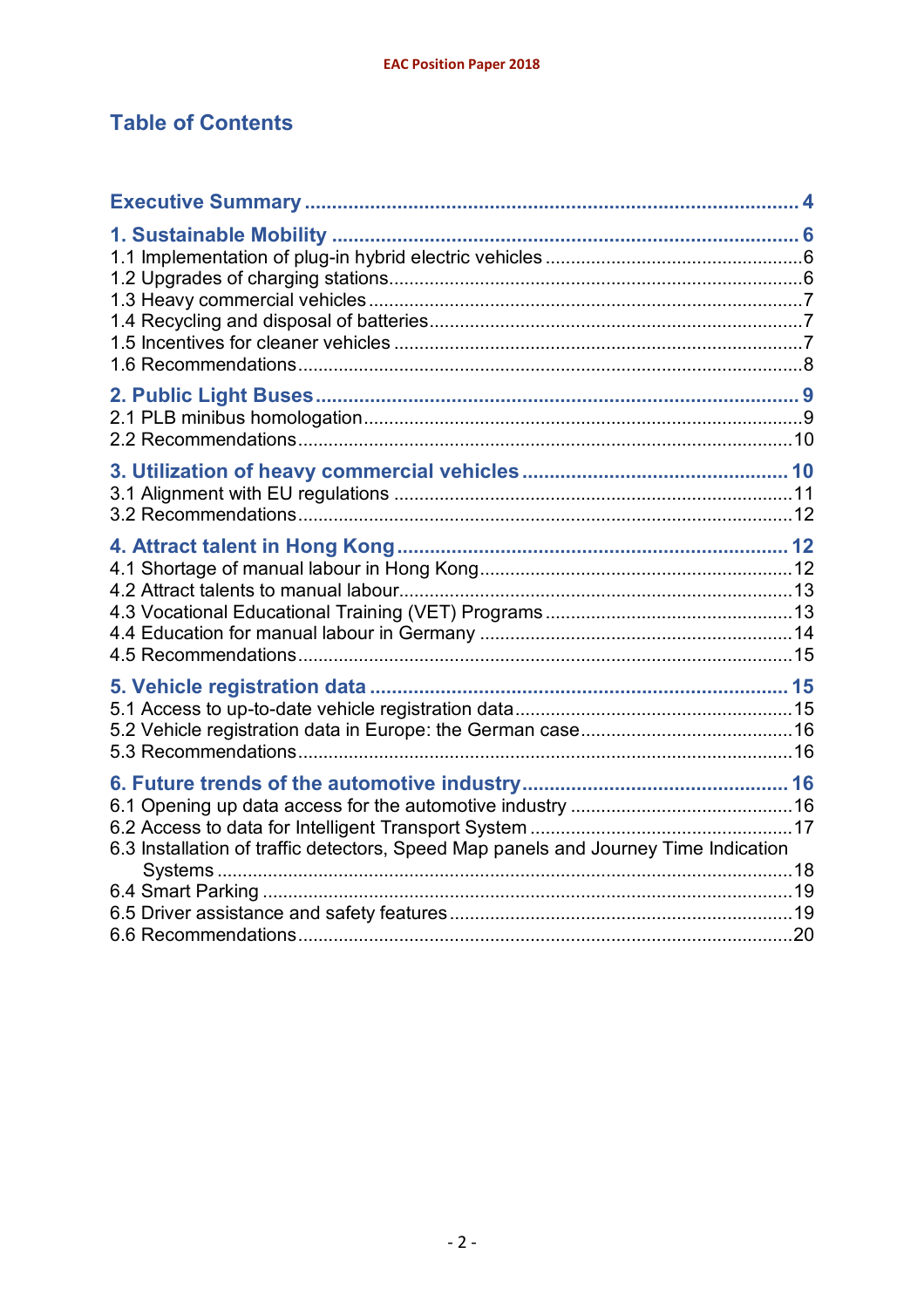# Table of Contents

**Executive Summary** .......... 4

**1. Sustainable Mobility** .......... 6
- 1.1 Implementation of plug-in hybrid electric vehicles .......... 6
- 1.2 Upgrades of charging stations .......... 6
- 1.3 Heavy commercial vehicles .......... 7
- 1.4 Recycling and disposal of batteries .......... 7
- 1.5 Incentives for cleaner vehicles .......... 7
- 1.6 Recommendations .......... 8

**2. Public Light Buses** .......... 9
- 2.1 PLB minibus homologation .......... 9
- 2.2 Recommendations .......... 10

**3. Utilization of heavy commercial vehicles** .......... 10
- 3.1 Alignment with EU regulations .......... 11
- 3.2 Recommendations .......... 12

**4. Attract talent in Hong Kong** .......... 12
- 4.1 Shortage of manual labour in Hong Kong .......... 12
- 4.2 Attract talents to manual labour .......... 13
- 4.3 Vocational Educational Training (VET) Programs .......... 13
- 4.4 Education for manual labour in Germany .......... 14
- 4.5 Recommendations .......... 15

**5. Vehicle registration data** .......... 15
- 5.1 Access to up-to-date vehicle registration data .......... 15
- 5.2 Vehicle registration data in Europe: the German case .......... 16
- 5.3 Recommendations .......... 16

**6. Future trends of the automotive industry** .......... 16
- 6.1 Opening up data access for the automotive industry .......... 16
- 6.2 Access to data for Intelligent Transport System .......... 17
- 6.3 Installation of traffic detectors, Speed Map panels and Journey Time Indication Systems .......... 18
- 6.4 Smart Parking .......... 19
- 6.5 Driver assistance and safety features .......... 19
- 6.6 Recommendations .......... 20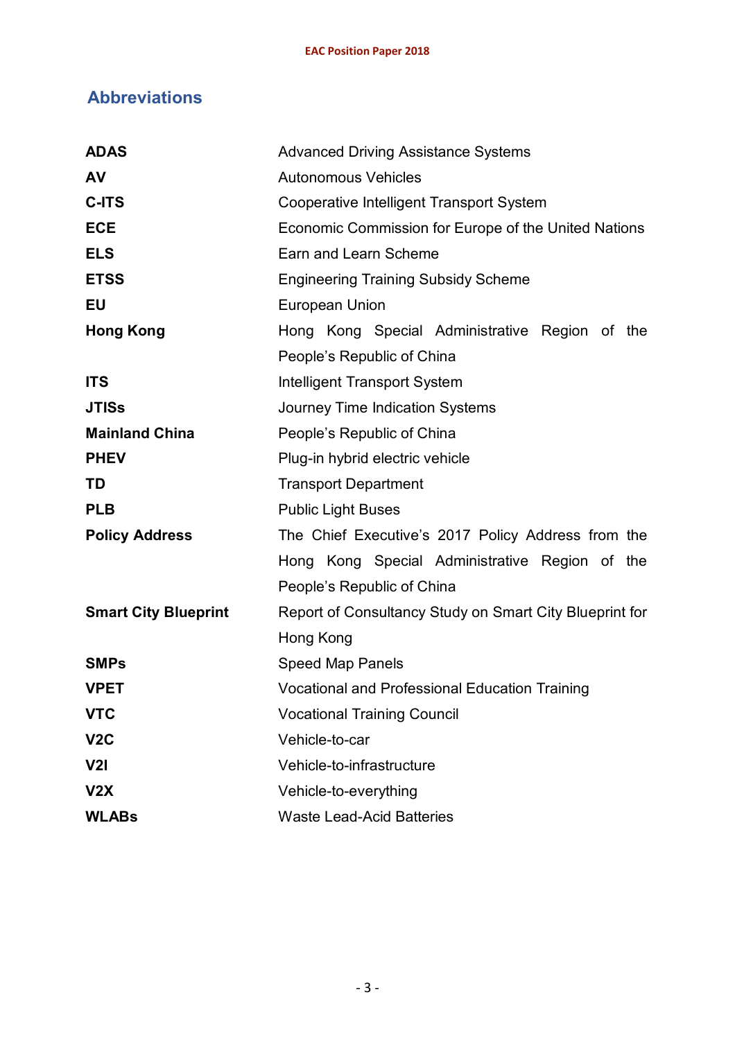## Abbreviations

| | |
|---|---|
| **ADAS** | Advanced Driving Assistance Systems |
| **AV** | Autonomous Vehicles |
| **C-ITS** | Cooperative Intelligent Transport System |
| **ECE** | Economic Commission for Europe of the United Nations |
| **ELS** | Earn and Learn Scheme |
| **ETSS** | Engineering Training Subsidy Scheme |
| **EU** | European Union |
| **Hong Kong** | Hong Kong Special Administrative Region of the People's Republic of China |
| **ITS** | Intelligent Transport System |
| **JTISs** | Journey Time Indication Systems |
| **Mainland China** | People's Republic of China |
| **PHEV** | Plug-in hybrid electric vehicle |
| **TD** | Transport Department |
| **PLB** | Public Light Buses |
| **Policy Address** | The Chief Executive's 2017 Policy Address from the Hong Kong Special Administrative Region of the People's Republic of China |
| **Smart City Blueprint** | Report of Consultancy Study on Smart City Blueprint for Hong Kong |
| **SMPs** | Speed Map Panels |
| **VPET** | Vocational and Professional Education Training |
| **VTC** | Vocational Training Council |
| **V2C** | Vehicle-to-car |
| **V2I** | Vehicle-to-infrastructure |
| **V2X** | Vehicle-to-everything |
| **WLABs** | Waste Lead-Acid Batteries |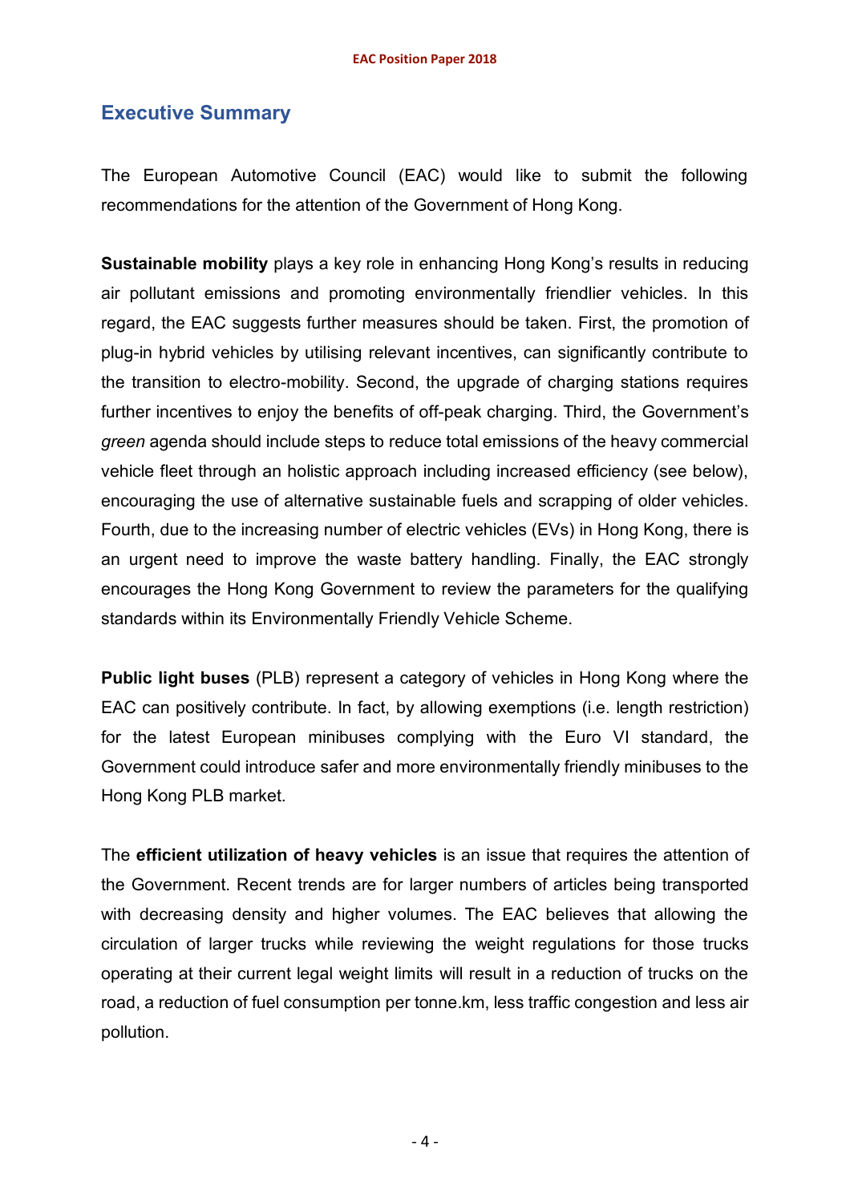## Executive Summary

The European Automotive Council (EAC) would like to submit the following recommendations for the attention of the Government of Hong Kong.

**Sustainable mobility** plays a key role in enhancing Hong Kong's results in reducing air pollutant emissions and promoting environmentally friendlier vehicles. In this regard, the EAC suggests further measures should be taken. First, the promotion of plug-in hybrid vehicles by utilising relevant incentives, can significantly contribute to the transition to electro-mobility. Second, the upgrade of charging stations requires further incentives to enjoy the benefits of off-peak charging. Third, the Government's *green* agenda should include steps to reduce total emissions of the heavy commercial vehicle fleet through an holistic approach including increased efficiency (see below), encouraging the use of alternative sustainable fuels and scrapping of older vehicles. Fourth, due to the increasing number of electric vehicles (EVs) in Hong Kong, there is an urgent need to improve the waste battery handling. Finally, the EAC strongly encourages the Hong Kong Government to review the parameters for the qualifying standards within its Environmentally Friendly Vehicle Scheme.

**Public light buses** (PLB) represent a category of vehicles in Hong Kong where the EAC can positively contribute. In fact, by allowing exemptions (i.e. length restriction) for the latest European minibuses complying with the Euro VI standard, the Government could introduce safer and more environmentally friendly minibuses to the Hong Kong PLB market.

The **efficient utilization of heavy vehicles** is an issue that requires the attention of the Government. Recent trends are for larger numbers of articles being transported with decreasing density and higher volumes. The EAC believes that allowing the circulation of larger trucks while reviewing the weight regulations for those trucks operating at their current legal weight limits will result in a reduction of trucks on the road, a reduction of fuel consumption per tonne.km, less traffic congestion and less air pollution.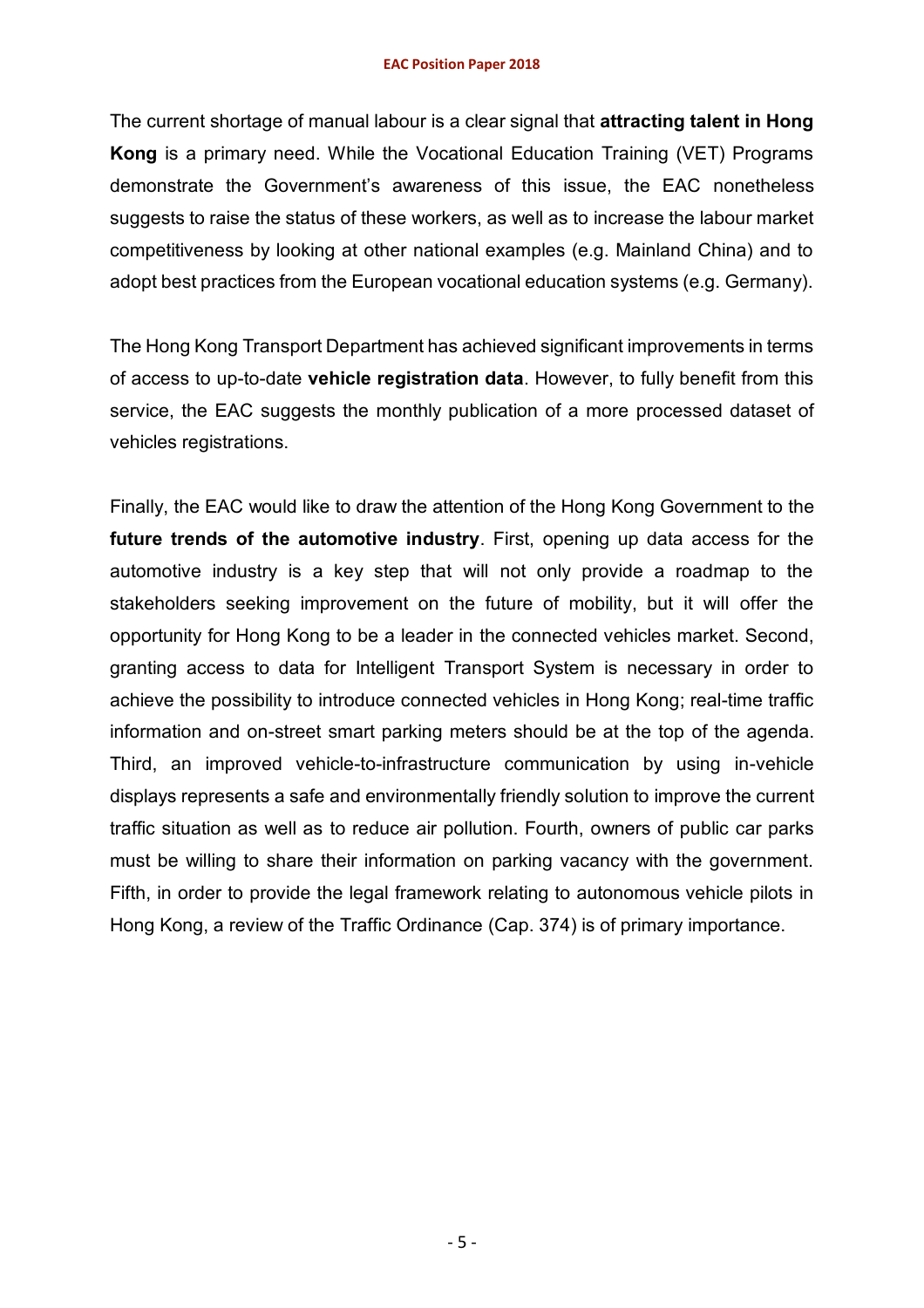The current shortage of manual labour is a clear signal that **attracting talent in Hong Kong** is a primary need. While the Vocational Education Training (VET) Programs demonstrate the Government's awareness of this issue, the EAC nonetheless suggests to raise the status of these workers, as well as to increase the labour market competitiveness by looking at other national examples (e.g. Mainland China) and to adopt best practices from the European vocational education systems (e.g. Germany).

The Hong Kong Transport Department has achieved significant improvements in terms of access to up-to-date **vehicle registration data**. However, to fully benefit from this service, the EAC suggests the monthly publication of a more processed dataset of vehicles registrations.

Finally, the EAC would like to draw the attention of the Hong Kong Government to the **future trends of the automotive industry**. First, opening up data access for the automotive industry is a key step that will not only provide a roadmap to the stakeholders seeking improvement on the future of mobility, but it will offer the opportunity for Hong Kong to be a leader in the connected vehicles market. Second, granting access to data for Intelligent Transport System is necessary in order to achieve the possibility to introduce connected vehicles in Hong Kong; real-time traffic information and on-street smart parking meters should be at the top of the agenda. Third, an improved vehicle-to-infrastructure communication by using in-vehicle displays represents a safe and environmentally friendly solution to improve the current traffic situation as well as to reduce air pollution. Fourth, owners of public car parks must be willing to share their information on parking vacancy with the government. Fifth, in order to provide the legal framework relating to autonomous vehicle pilots in Hong Kong, a review of the Traffic Ordinance (Cap. 374) is of primary importance.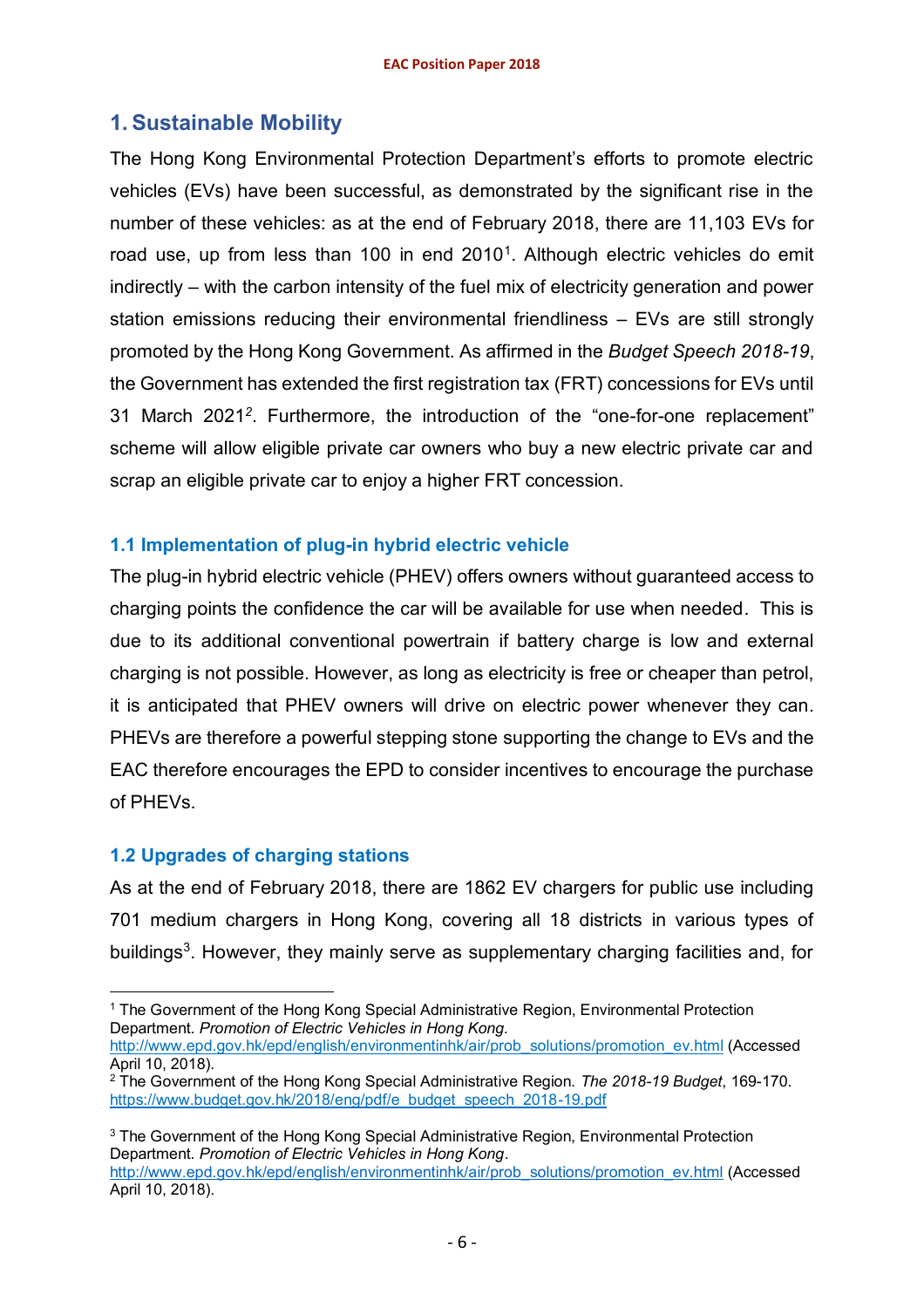## 1. Sustainable Mobility

The Hong Kong Environmental Protection Department's efforts to promote electric vehicles (EVs) have been successful, as demonstrated by the significant rise in the number of these vehicles: as at the end of February 2018, there are 11,103 EVs for road use, up from less than 100 in end 2010[1]. Although electric vehicles do emit indirectly – with the carbon intensity of the fuel mix of electricity generation and power station emissions reducing their environmental friendliness – EVs are still strongly promoted by the Hong Kong Government. As affirmed in the *Budget Speech 2018-19*, the Government has extended the first registration tax (FRT) concessions for EVs until 31 March 2021[2]. Furthermore, the introduction of the "one-for-one replacement" scheme will allow eligible private car owners who buy a new electric private car and scrap an eligible private car to enjoy a higher FRT concession.

### 1.1 Implementation of plug-in hybrid electric vehicle

The plug-in hybrid electric vehicle (PHEV) offers owners without guaranteed access to charging points the confidence the car will be available for use when needed. This is due to its additional conventional powertrain if battery charge is low and external charging is not possible. However, as long as electricity is free or cheaper than petrol, it is anticipated that PHEV owners will drive on electric power whenever they can. PHEVs are therefore a powerful stepping stone supporting the change to EVs and the EAC therefore encourages the EPD to consider incentives to encourage the purchase of PHEVs.

### 1.2 Upgrades of charging stations

As at the end of February 2018, there are 1862 EV chargers for public use including 701 medium chargers in Hong Kong, covering all 18 districts in various types of buildings[3]. However, they mainly serve as supplementary charging facilities and, for

---

[1] The Government of the Hong Kong Special Administrative Region, Environmental Protection Department. *Promotion of Electric Vehicles in Hong Kong.* http://www.epd.gov.hk/epd/english/environmentinhk/air/prob_solutions/promotion_ev.html (Accessed April 10, 2018).

[2] The Government of the Hong Kong Special Administrative Region. *The 2018-19 Budget*, 169-170. https://www.budget.gov.hk/2018/eng/pdf/e_budget_speech_2018-19.pdf

[3] The Government of the Hong Kong Special Administrative Region, Environmental Protection Department. *Promotion of Electric Vehicles in Hong Kong*. http://www.epd.gov.hk/epd/english/environmentinhk/air/prob_solutions/promotion_ev.html (Accessed April 10, 2018).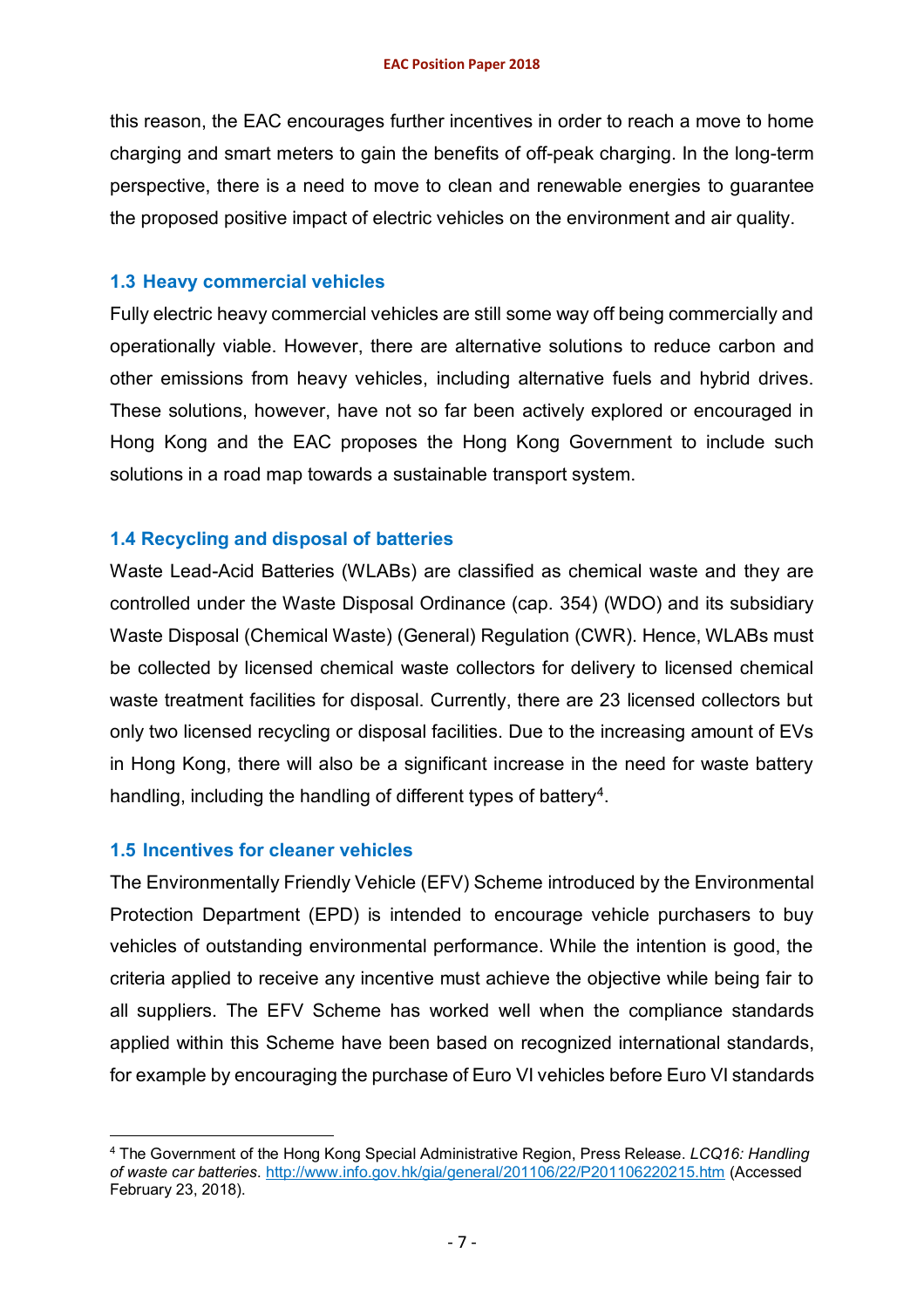this reason, the EAC encourages further incentives in order to reach a move to home charging and smart meters to gain the benefits of off-peak charging. In the long-term perspective, there is a need to move to clean and renewable energies to guarantee the proposed positive impact of electric vehicles on the environment and air quality.

### 1.3 Heavy commercial vehicles

Fully electric heavy commercial vehicles are still some way off being commercially and operationally viable. However, there are alternative solutions to reduce carbon and other emissions from heavy vehicles, including alternative fuels and hybrid drives. These solutions, however, have not so far been actively explored or encouraged in Hong Kong and the EAC proposes the Hong Kong Government to include such solutions in a road map towards a sustainable transport system.

### 1.4 Recycling and disposal of batteries

Waste Lead-Acid Batteries (WLABs) are classified as chemical waste and they are controlled under the Waste Disposal Ordinance (cap. 354) (WDO) and its subsidiary Waste Disposal (Chemical Waste) (General) Regulation (CWR). Hence, WLABs must be collected by licensed chemical waste collectors for delivery to licensed chemical waste treatment facilities for disposal. Currently, there are 23 licensed collectors but only two licensed recycling or disposal facilities. Due to the increasing amount of EVs in Hong Kong, there will also be a significant increase in the need for waste battery handling, including the handling of different types of battery[4].

### 1.5 Incentives for cleaner vehicles

The Environmentally Friendly Vehicle (EFV) Scheme introduced by the Environmental Protection Department (EPD) is intended to encourage vehicle purchasers to buy vehicles of outstanding environmental performance. While the intention is good, the criteria applied to receive any incentive must achieve the objective while being fair to all suppliers. The EFV Scheme has worked well when the compliance standards applied within this Scheme have been based on recognized international standards, for example by encouraging the purchase of Euro VI vehicles before Euro VI standards

---

[4] The Government of the Hong Kong Special Administrative Region, Press Release. *LCQ16: Handling of waste car batteries*. http://www.info.gov.hk/gia/general/201106/22/P201106220215.htm (Accessed February 23, 2018).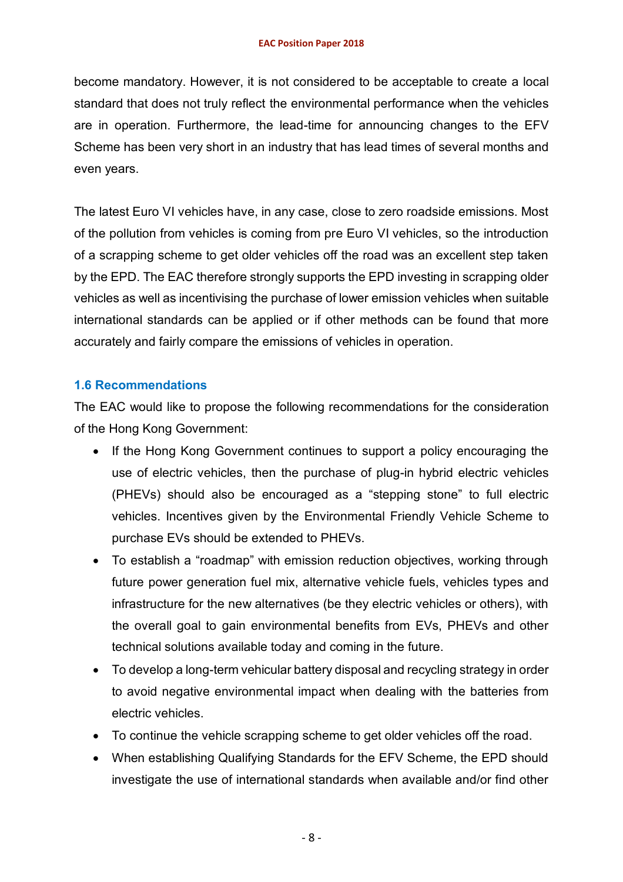become mandatory. However, it is not considered to be acceptable to create a local standard that does not truly reflect the environmental performance when the vehicles are in operation. Furthermore, the lead-time for announcing changes to the EFV Scheme has been very short in an industry that has lead times of several months and even years.

The latest Euro VI vehicles have, in any case, close to zero roadside emissions. Most of the pollution from vehicles is coming from pre Euro VI vehicles, so the introduction of a scrapping scheme to get older vehicles off the road was an excellent step taken by the EPD. The EAC therefore strongly supports the EPD investing in scrapping older vehicles as well as incentivising the purchase of lower emission vehicles when suitable international standards can be applied or if other methods can be found that more accurately and fairly compare the emissions of vehicles in operation.

### 1.6 Recommendations

The EAC would like to propose the following recommendations for the consideration of the Hong Kong Government:

- If the Hong Kong Government continues to support a policy encouraging the use of electric vehicles, then the purchase of plug-in hybrid electric vehicles (PHEVs) should also be encouraged as a "stepping stone" to full electric vehicles. Incentives given by the Environmental Friendly Vehicle Scheme to purchase EVs should be extended to PHEVs.
- To establish a "roadmap" with emission reduction objectives, working through future power generation fuel mix, alternative vehicle fuels, vehicles types and infrastructure for the new alternatives (be they electric vehicles or others), with the overall goal to gain environmental benefits from EVs, PHEVs and other technical solutions available today and coming in the future.
- To develop a long-term vehicular battery disposal and recycling strategy in order to avoid negative environmental impact when dealing with the batteries from electric vehicles.
- To continue the vehicle scrapping scheme to get older vehicles off the road.
- When establishing Qualifying Standards for the EFV Scheme, the EPD should investigate the use of international standards when available and/or find other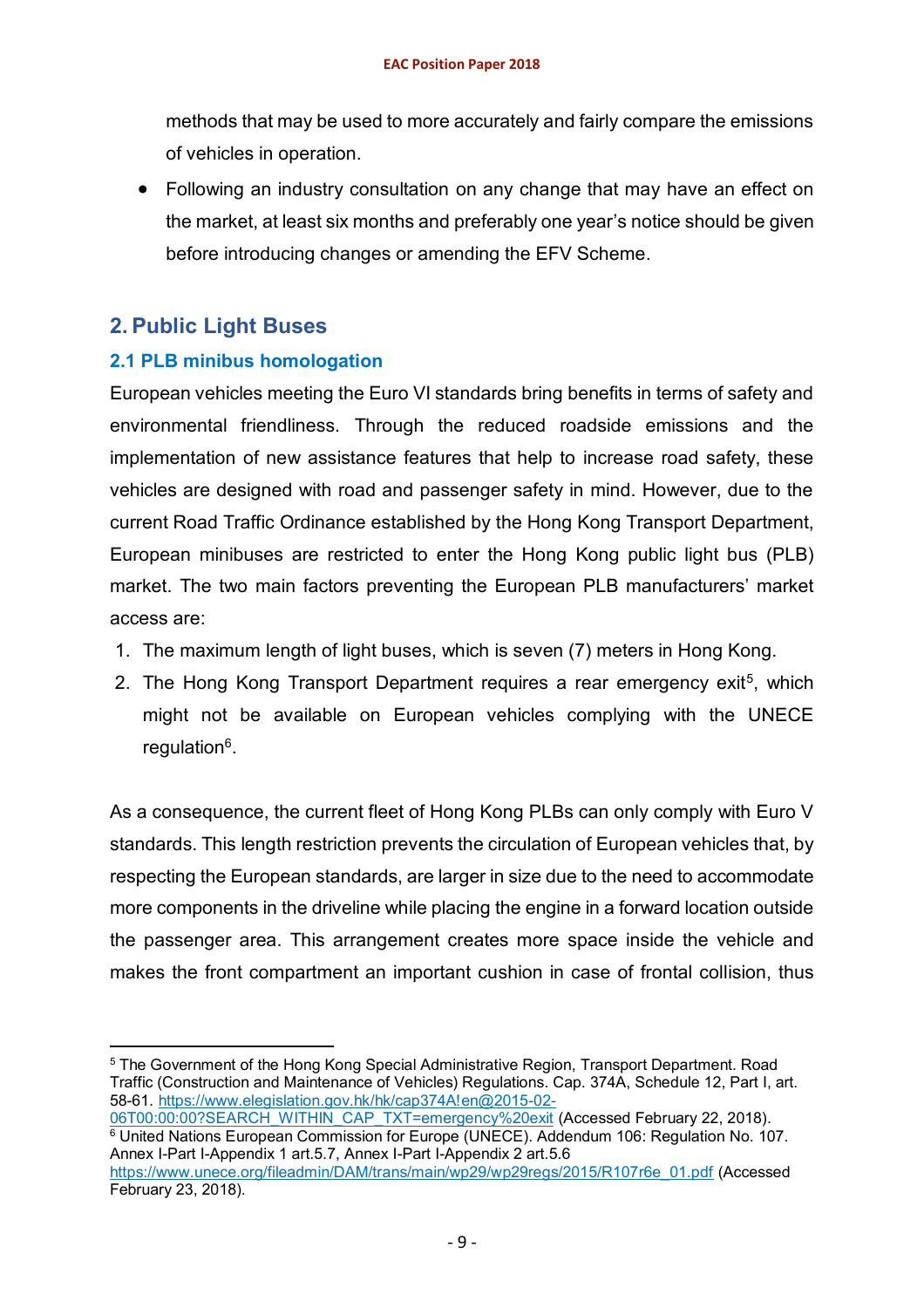methods that may be used to more accurately and fairly compare the emissions of vehicles in operation.

- Following an industry consultation on any change that may have an effect on the market, at least six months and preferably one year's notice should be given before introducing changes or amending the EFV Scheme.

## 2. Public Light Buses

### 2.1 PLB minibus homologation

European vehicles meeting the Euro VI standards bring benefits in terms of safety and environmental friendliness. Through the reduced roadside emissions and the implementation of new assistance features that help to increase road safety, these vehicles are designed with road and passenger safety in mind. However, due to the current Road Traffic Ordinance established by the Hong Kong Transport Department, European minibuses are restricted to enter the Hong Kong public light bus (PLB) market. The two main factors preventing the European PLB manufacturers' market access are:

1. The maximum length of light buses, which is seven (7) meters in Hong Kong.
2. The Hong Kong Transport Department requires a rear emergency exit[5], which might not be available on European vehicles complying with the UNECE regulation[6].

As a consequence, the current fleet of Hong Kong PLBs can only comply with Euro V standards. This length restriction prevents the circulation of European vehicles that, by respecting the European standards, are larger in size due to the need to accommodate more components in the driveline while placing the engine in a forward location outside the passenger area. This arrangement creates more space inside the vehicle and makes the front compartment an important cushion in case of frontal collision, thus

---

[5] The Government of the Hong Kong Special Administrative Region, Transport Department. Road Traffic (Construction and Maintenance of Vehicles) Regulations. Cap. 374A, Schedule 12, Part I, art. 58-61. https://www.elegislation.gov.hk/hk/cap374A!en@2015-02-06T00:00:00?SEARCH_WITHIN_CAP_TXT=emergency%20exit (Accessed February 22, 2018).

[6] United Nations European Commission for Europe (UNECE). Addendum 106: Regulation No. 107. Annex I-Part I-Appendix 1 art.5.7, Annex I-Part I-Appendix 2 art.5.6 https://www.unece.org/fileadmin/DAM/trans/main/wp29/wp29regs/2015/R107r6e_01.pdf (Accessed February 23, 2018).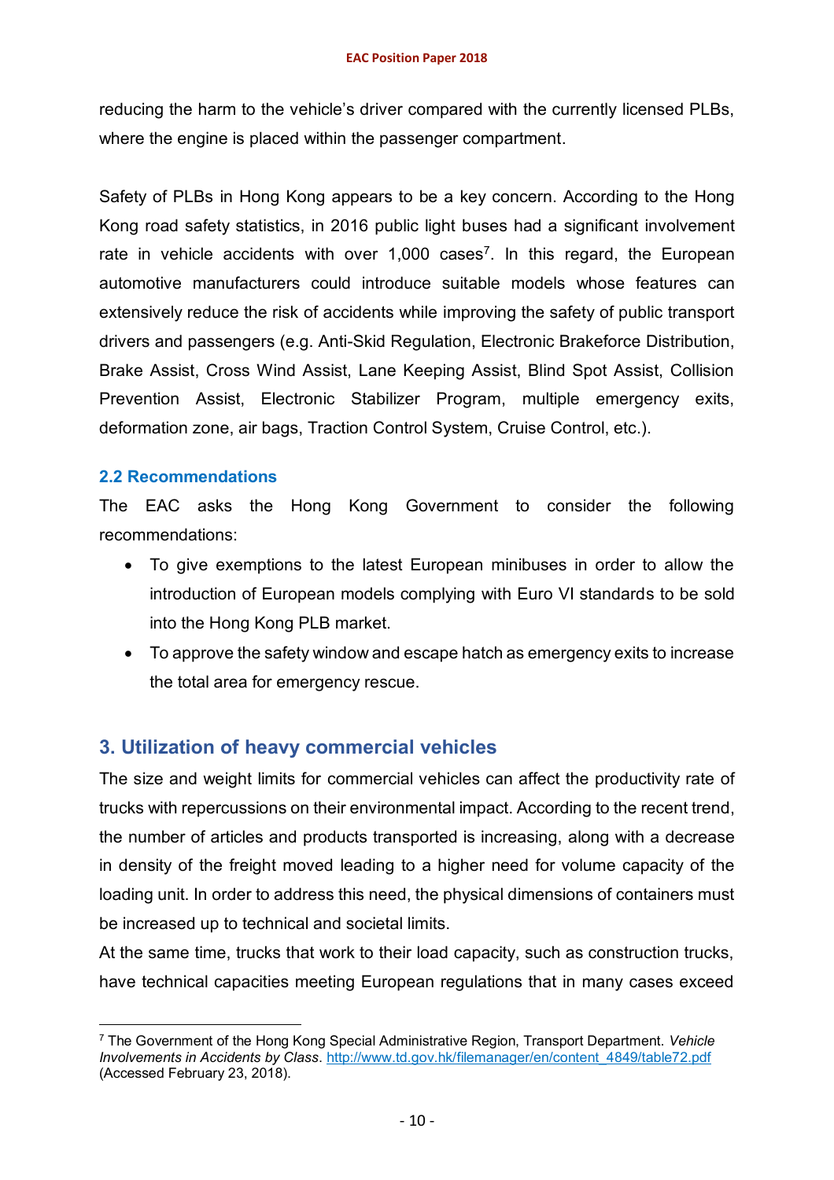reducing the harm to the vehicle's driver compared with the currently licensed PLBs, where the engine is placed within the passenger compartment.

Safety of PLBs in Hong Kong appears to be a key concern. According to the Hong Kong road safety statistics, in 2016 public light buses had a significant involvement rate in vehicle accidents with over 1,000 cases[7]. In this regard, the European automotive manufacturers could introduce suitable models whose features can extensively reduce the risk of accidents while improving the safety of public transport drivers and passengers (e.g. Anti-Skid Regulation, Electronic Brakeforce Distribution, Brake Assist, Cross Wind Assist, Lane Keeping Assist, Blind Spot Assist, Collision Prevention Assist, Electronic Stabilizer Program, multiple emergency exits, deformation zone, air bags, Traction Control System, Cruise Control, etc.).

### 2.2 Recommendations

The EAC asks the Hong Kong Government to consider the following recommendations:

- To give exemptions to the latest European minibuses in order to allow the introduction of European models complying with Euro VI standards to be sold into the Hong Kong PLB market.
- To approve the safety window and escape hatch as emergency exits to increase the total area for emergency rescue.

## 3. Utilization of heavy commercial vehicles

The size and weight limits for commercial vehicles can affect the productivity rate of trucks with repercussions on their environmental impact. According to the recent trend, the number of articles and products transported is increasing, along with a decrease in density of the freight moved leading to a higher need for volume capacity of the loading unit. In order to address this need, the physical dimensions of containers must be increased up to technical and societal limits.

At the same time, trucks that work to their load capacity, such as construction trucks, have technical capacities meeting European regulations that in many cases exceed

---

[7] The Government of the Hong Kong Special Administrative Region, Transport Department. *Vehicle Involvements in Accidents by Class*. http://www.td.gov.hk/filemanager/en/content_4849/table72.pdf (Accessed February 23, 2018).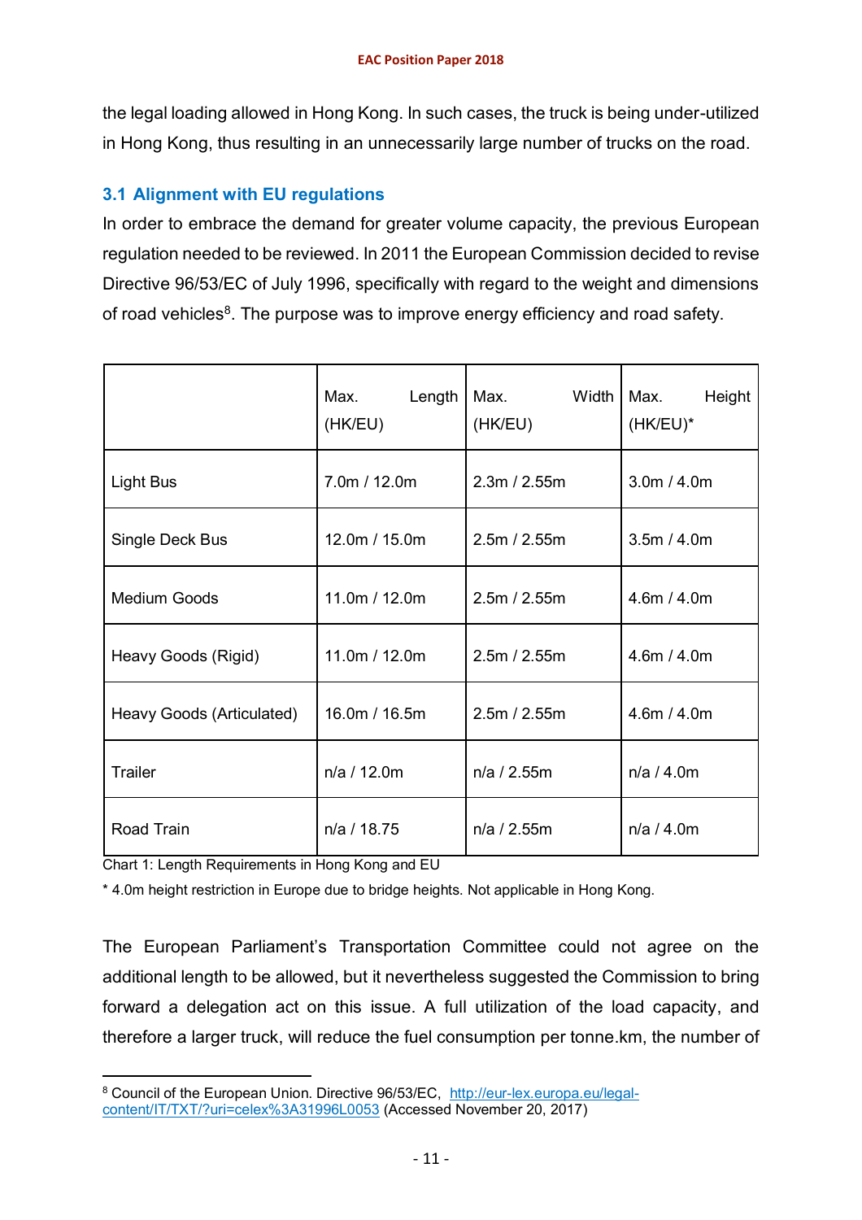the legal loading allowed in Hong Kong. In such cases, the truck is being under-utilized in Hong Kong, thus resulting in an unnecessarily large number of trucks on the road.

### 3.1 Alignment with EU regulations

In order to embrace the demand for greater volume capacity, the previous European regulation needed to be reviewed. In 2011 the European Commission decided to revise Directive 96/53/EC of July 1996, specifically with regard to the weight and dimensions of road vehicles[8]. The purpose was to improve energy efficiency and road safety.

| | Max. Length (HK/EU) | Max. Width (HK/EU) | Max. Height (HK/EU)* |
|---|---|---|---|
| Light Bus | 7.0m / 12.0m | 2.3m / 2.55m | 3.0m / 4.0m |
| Single Deck Bus | 12.0m / 15.0m | 2.5m / 2.55m | 3.5m / 4.0m |
| Medium Goods | 11.0m / 12.0m | 2.5m / 2.55m | 4.6m / 4.0m |
| Heavy Goods (Rigid) | 11.0m / 12.0m | 2.5m / 2.55m | 4.6m / 4.0m |
| Heavy Goods (Articulated) | 16.0m / 16.5m | 2.5m / 2.55m | 4.6m / 4.0m |
| Trailer | n/a / 12.0m | n/a / 2.55m | n/a / 4.0m |
| Road Train | n/a / 18.75 | n/a / 2.55m | n/a / 4.0m |

Chart 1: Length Requirements in Hong Kong and EU

* 4.0m height restriction in Europe due to bridge heights. Not applicable in Hong Kong.

The European Parliament's Transportation Committee could not agree on the additional length to be allowed, but it nevertheless suggested the Commission to bring forward a delegation act on this issue. A full utilization of the load capacity, and therefore a larger truck, will reduce the fuel consumption per tonne.km, the number of

[8] Council of the European Union. Directive 96/53/EC, http://eur-lex.europa.eu/legal-content/IT/TXT/?uri=celex%3A31996L0053 (Accessed November 20, 2017)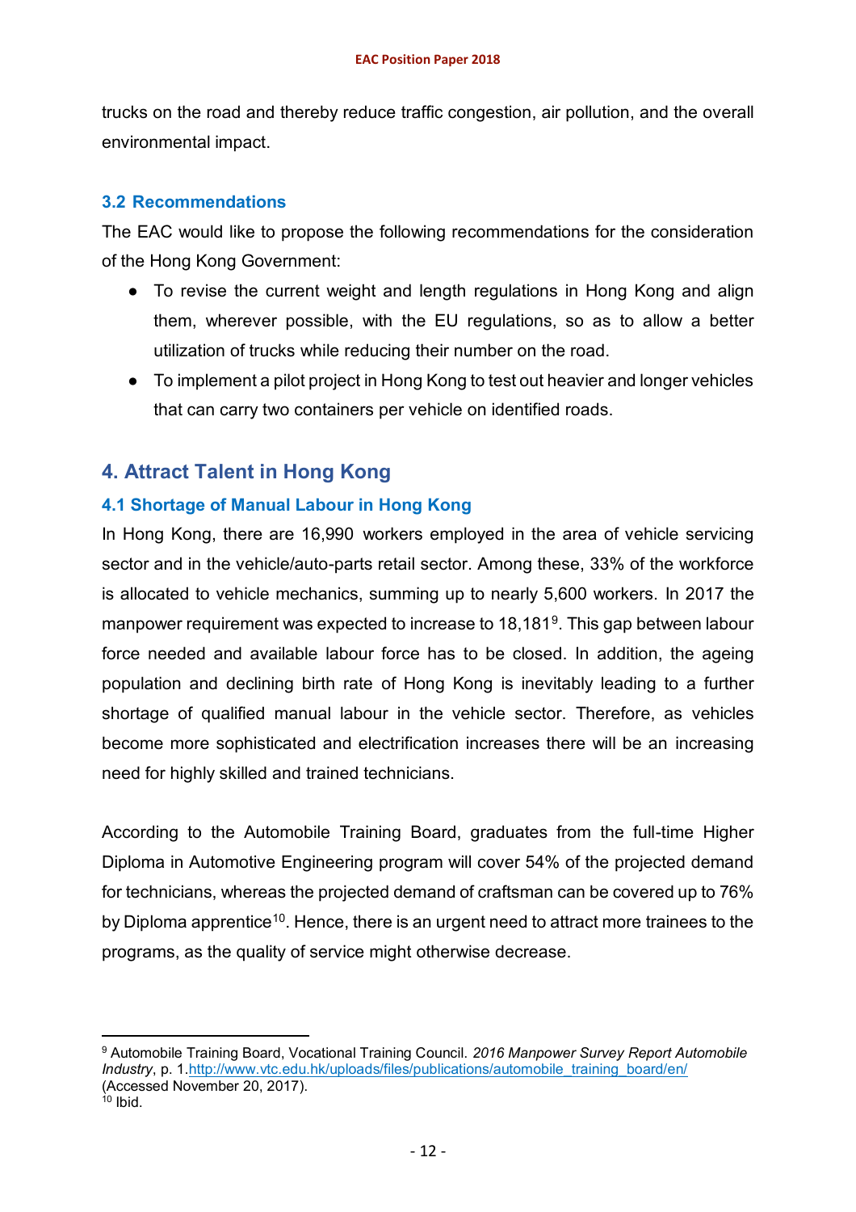trucks on the road and thereby reduce traffic congestion, air pollution, and the overall environmental impact.

### 3.2 Recommendations

The EAC would like to propose the following recommendations for the consideration of the Hong Kong Government:

- To revise the current weight and length regulations in Hong Kong and align them, wherever possible, with the EU regulations, so as to allow a better utilization of trucks while reducing their number on the road.
- To implement a pilot project in Hong Kong to test out heavier and longer vehicles that can carry two containers per vehicle on identified roads.

## 4. Attract Talent in Hong Kong

### 4.1 Shortage of Manual Labour in Hong Kong

In Hong Kong, there are 16,990 workers employed in the area of vehicle servicing sector and in the vehicle/auto-parts retail sector. Among these, 33% of the workforce is allocated to vehicle mechanics, summing up to nearly 5,600 workers. In 2017 the manpower requirement was expected to increase to 18,181[9]. This gap between labour force needed and available labour force has to be closed. In addition, the ageing population and declining birth rate of Hong Kong is inevitably leading to a further shortage of qualified manual labour in the vehicle sector. Therefore, as vehicles become more sophisticated and electrification increases there will be an increasing need for highly skilled and trained technicians.

According to the Automobile Training Board, graduates from the full-time Higher Diploma in Automotive Engineering program will cover 54% of the projected demand for technicians, whereas the projected demand of craftsman can be covered up to 76% by Diploma apprentice[10]. Hence, there is an urgent need to attract more trainees to the programs, as the quality of service might otherwise decrease.

---

[9] Automobile Training Board, Vocational Training Council. *2016 Manpower Survey Report Automobile Industry*, p. 1.http://www.vtc.edu.hk/uploads/files/publications/automobile_training_board/en/ (Accessed November 20, 2017).

[10] Ibid.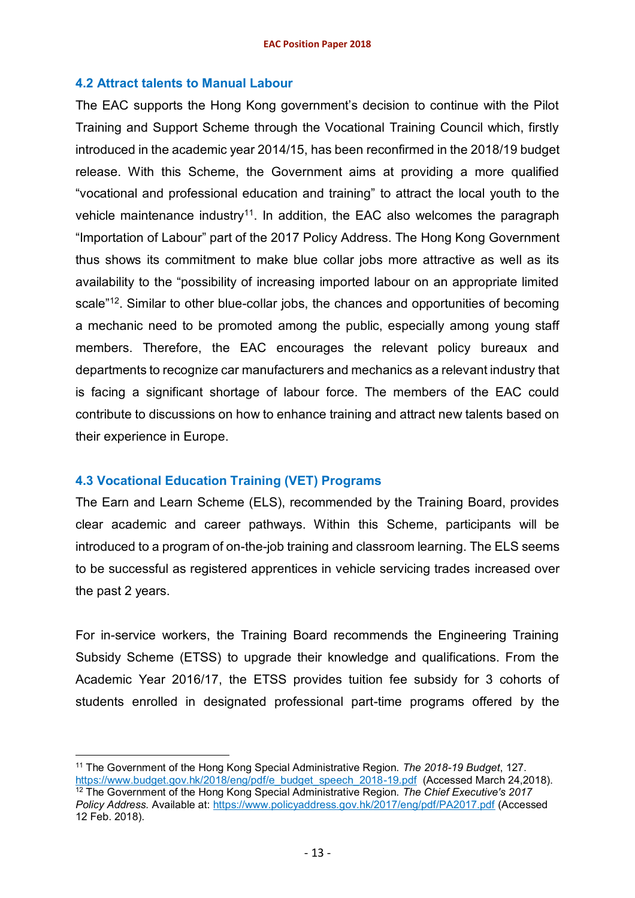### 4.2 Attract talents to Manual Labour

The EAC supports the Hong Kong government's decision to continue with the Pilot Training and Support Scheme through the Vocational Training Council which, firstly introduced in the academic year 2014/15, has been reconfirmed in the 2018/19 budget release. With this Scheme, the Government aims at providing a more qualified "vocational and professional education and training" to attract the local youth to the vehicle maintenance industry[11]. In addition, the EAC also welcomes the paragraph "Importation of Labour" part of the 2017 Policy Address. The Hong Kong Government thus shows its commitment to make blue collar jobs more attractive as well as its availability to the "possibility of increasing imported labour on an appropriate limited scale"[12]. Similar to other blue-collar jobs, the chances and opportunities of becoming a mechanic need to be promoted among the public, especially among young staff members. Therefore, the EAC encourages the relevant policy bureaux and departments to recognize car manufacturers and mechanics as a relevant industry that is facing a significant shortage of labour force. The members of the EAC could contribute to discussions on how to enhance training and attract new talents based on their experience in Europe.

### 4.3 Vocational Education Training (VET) Programs

The Earn and Learn Scheme (ELS), recommended by the Training Board, provides clear academic and career pathways. Within this Scheme, participants will be introduced to a program of on-the-job training and classroom learning. The ELS seems to be successful as registered apprentices in vehicle servicing trades increased over the past 2 years.

For in-service workers, the Training Board recommends the Engineering Training Subsidy Scheme (ETSS) to upgrade their knowledge and qualifications. From the Academic Year 2016/17, the ETSS provides tuition fee subsidy for 3 cohorts of students enrolled in designated professional part-time programs offered by the

---

[11] The Government of the Hong Kong Special Administrative Region. *The 2018-19 Budget*, 127. https://www.budget.gov.hk/2018/eng/pdf/e_budget_speech_2018-19.pdf (Accessed March 24,2018).

[12] The Government of the Hong Kong Special Administrative Region. *The Chief Executive's 2017 Policy Address.* Available at: https://www.policyaddress.gov.hk/2017/eng/pdf/PA2017.pdf (Accessed 12 Feb. 2018).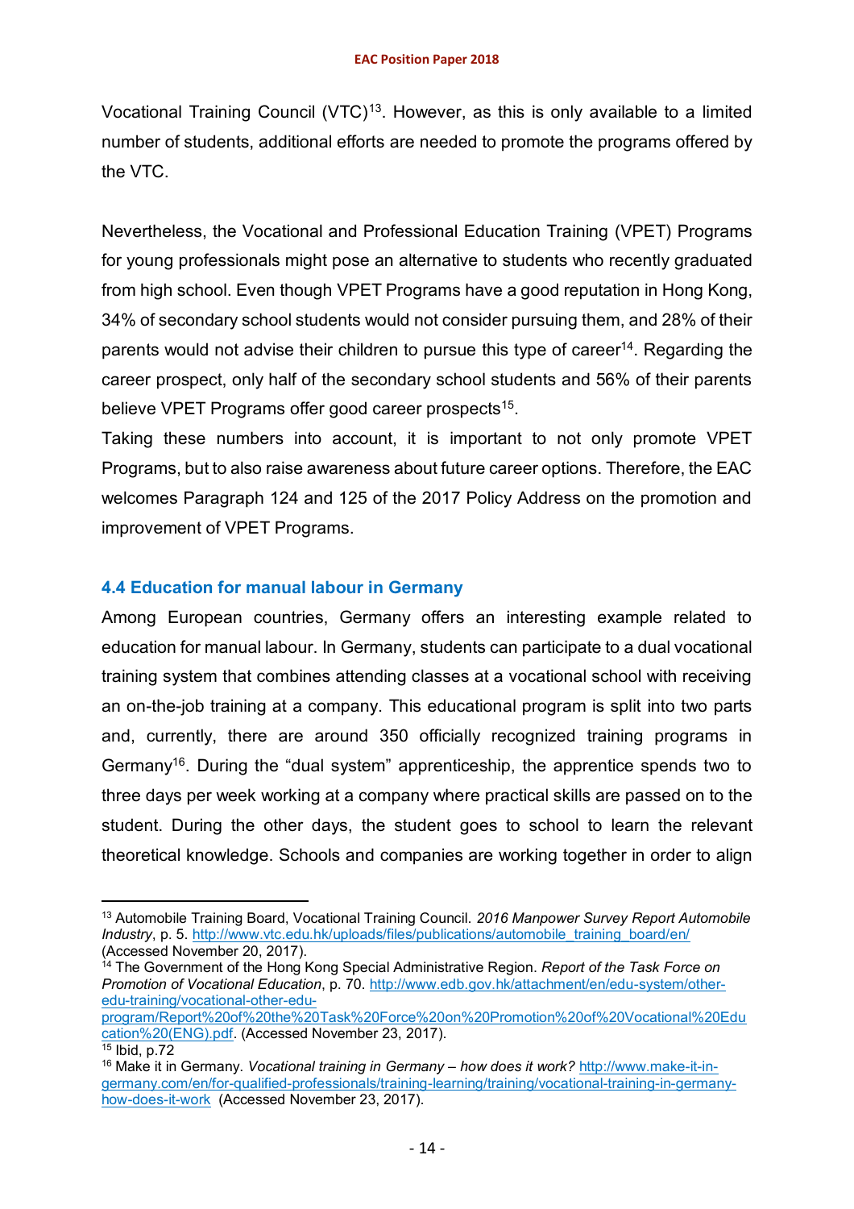Vocational Training Council (VTC)[13]. However, as this is only available to a limited number of students, additional efforts are needed to promote the programs offered by the VTC.

Nevertheless, the Vocational and Professional Education Training (VPET) Programs for young professionals might pose an alternative to students who recently graduated from high school. Even though VPET Programs have a good reputation in Hong Kong, 34% of secondary school students would not consider pursuing them, and 28% of their parents would not advise their children to pursue this type of career[14]. Regarding the career prospect, only half of the secondary school students and 56% of their parents believe VPET Programs offer good career prospects[15].

Taking these numbers into account, it is important to not only promote VPET Programs, but to also raise awareness about future career options. Therefore, the EAC welcomes Paragraph 124 and 125 of the 2017 Policy Address on the promotion and improvement of VPET Programs.

### 4.4 Education for manual labour in Germany

Among European countries, Germany offers an interesting example related to education for manual labour. In Germany, students can participate to a dual vocational training system that combines attending classes at a vocational school with receiving an on-the-job training at a company. This educational program is split into two parts and, currently, there are around 350 officially recognized training programs in Germany[16]. During the "dual system" apprenticeship, the apprentice spends two to three days per week working at a company where practical skills are passed on to the student. During the other days, the student goes to school to learn the relevant theoretical knowledge. Schools and companies are working together in order to align

---

[13] Automobile Training Board, Vocational Training Council. *2016 Manpower Survey Report Automobile Industry*, p. 5. http://www.vtc.edu.hk/uploads/files/publications/automobile_training_board/en/ (Accessed November 20, 2017).

[14] The Government of the Hong Kong Special Administrative Region. *Report of the Task Force on Promotion of Vocational Education*, p. 70. http://www.edb.gov.hk/attachment/en/edu-system/other-edu-training/vocational-other-edu-program/Report%20of%20the%20Task%20Force%20on%20Promotion%20of%20Vocational%20Education%20(ENG).pdf. (Accessed November 23, 2017).

[15] Ibid, p.72

[16] Make it in Germany. *Vocational training in Germany – how does it work?* http://www.make-it-in-germany.com/en/for-qualified-professionals/training-learning/training/vocational-training-in-germany-how-does-it-work (Accessed November 23, 2017).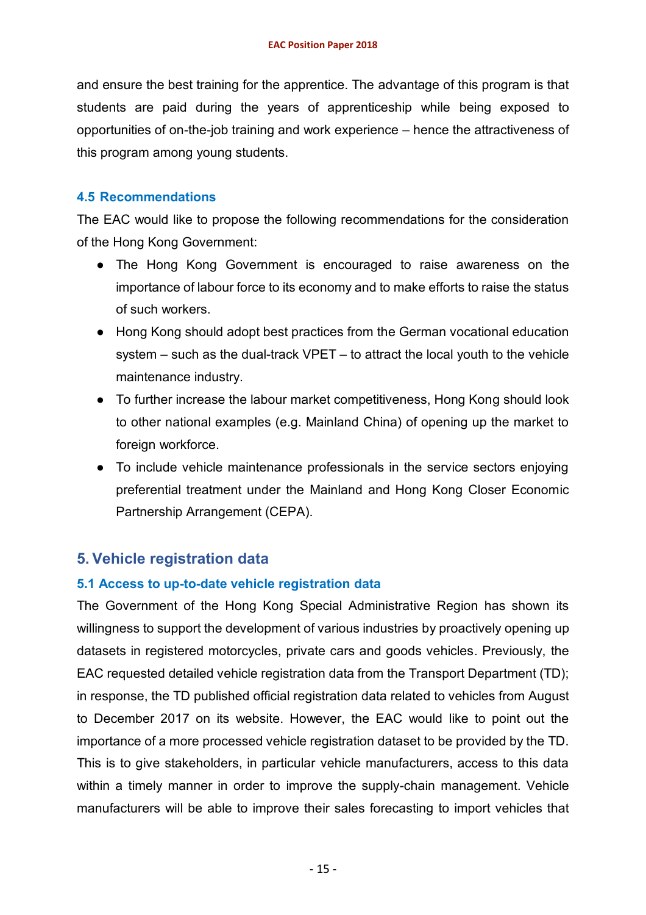and ensure the best training for the apprentice. The advantage of this program is that students are paid during the years of apprenticeship while being exposed to opportunities of on-the-job training and work experience – hence the attractiveness of this program among young students.

### 4.5 Recommendations

The EAC would like to propose the following recommendations for the consideration of the Hong Kong Government:

- The Hong Kong Government is encouraged to raise awareness on the importance of labour force to its economy and to make efforts to raise the status of such workers.
- Hong Kong should adopt best practices from the German vocational education system – such as the dual-track VPET – to attract the local youth to the vehicle maintenance industry.
- To further increase the labour market competitiveness, Hong Kong should look to other national examples (e.g. Mainland China) of opening up the market to foreign workforce.
- To include vehicle maintenance professionals in the service sectors enjoying preferential treatment under the Mainland and Hong Kong Closer Economic Partnership Arrangement (CEPA).

## 5. Vehicle registration data

### 5.1 Access to up-to-date vehicle registration data

The Government of the Hong Kong Special Administrative Region has shown its willingness to support the development of various industries by proactively opening up datasets in registered motorcycles, private cars and goods vehicles. Previously, the EAC requested detailed vehicle registration data from the Transport Department (TD); in response, the TD published official registration data related to vehicles from August to December 2017 on its website. However, the EAC would like to point out the importance of a more processed vehicle registration dataset to be provided by the TD. This is to give stakeholders, in particular vehicle manufacturers, access to this data within a timely manner in order to improve the supply-chain management. Vehicle manufacturers will be able to improve their sales forecasting to import vehicles that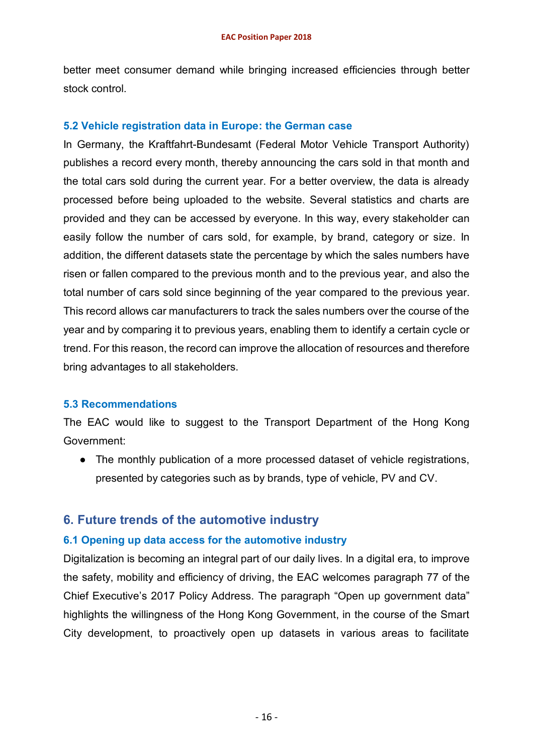better meet consumer demand while bringing increased efficiencies through better stock control.

### 5.2 Vehicle registration data in Europe: the German case

In Germany, the Kraftfahrt-Bundesamt (Federal Motor Vehicle Transport Authority) publishes a record every month, thereby announcing the cars sold in that month and the total cars sold during the current year. For a better overview, the data is already processed before being uploaded to the website. Several statistics and charts are provided and they can be accessed by everyone. In this way, every stakeholder can easily follow the number of cars sold, for example, by brand, category or size. In addition, the different datasets state the percentage by which the sales numbers have risen or fallen compared to the previous month and to the previous year, and also the total number of cars sold since beginning of the year compared to the previous year. This record allows car manufacturers to track the sales numbers over the course of the year and by comparing it to previous years, enabling them to identify a certain cycle or trend. For this reason, the record can improve the allocation of resources and therefore bring advantages to all stakeholders.

### 5.3 Recommendations

The EAC would like to suggest to the Transport Department of the Hong Kong Government:

- The monthly publication of a more processed dataset of vehicle registrations, presented by categories such as by brands, type of vehicle, PV and CV.

## 6. Future trends of the automotive industry

### 6.1 Opening up data access for the automotive industry

Digitalization is becoming an integral part of our daily lives. In a digital era, to improve the safety, mobility and efficiency of driving, the EAC welcomes paragraph 77 of the Chief Executive's 2017 Policy Address. The paragraph "Open up government data" highlights the willingness of the Hong Kong Government, in the course of the Smart City development, to proactively open up datasets in various areas to facilitate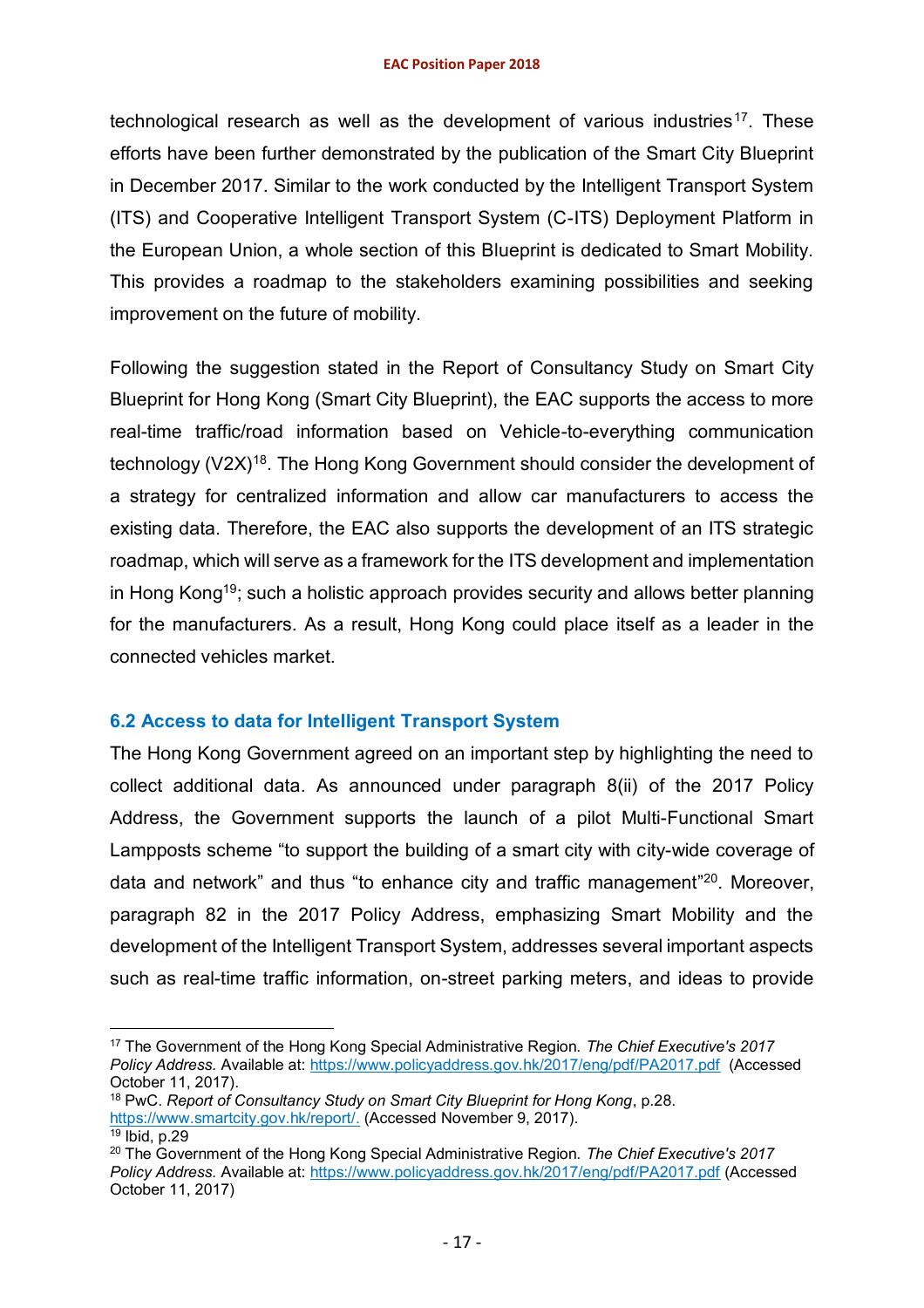technological research as well as the development of various industries[17]. These efforts have been further demonstrated by the publication of the Smart City Blueprint in December 2017. Similar to the work conducted by the Intelligent Transport System (ITS) and Cooperative Intelligent Transport System (C-ITS) Deployment Platform in the European Union, a whole section of this Blueprint is dedicated to Smart Mobility. This provides a roadmap to the stakeholders examining possibilities and seeking improvement on the future of mobility.

Following the suggestion stated in the Report of Consultancy Study on Smart City Blueprint for Hong Kong (Smart City Blueprint), the EAC supports the access to more real-time traffic/road information based on Vehicle-to-everything communication technology (V2X)[18]. The Hong Kong Government should consider the development of a strategy for centralized information and allow car manufacturers to access the existing data. Therefore, the EAC also supports the development of an ITS strategic roadmap, which will serve as a framework for the ITS development and implementation in Hong Kong[19]; such a holistic approach provides security and allows better planning for the manufacturers. As a result, Hong Kong could place itself as a leader in the connected vehicles market.

### 6.2 Access to data for Intelligent Transport System

The Hong Kong Government agreed on an important step by highlighting the need to collect additional data. As announced under paragraph 8(ii) of the 2017 Policy Address, the Government supports the launch of a pilot Multi-Functional Smart Lampposts scheme "to support the building of a smart city with city-wide coverage of data and network" and thus "to enhance city and traffic management"[20]. Moreover, paragraph 82 in the 2017 Policy Address, emphasizing Smart Mobility and the development of the Intelligent Transport System, addresses several important aspects such as real-time traffic information, on-street parking meters, and ideas to provide

---

[17] The Government of the Hong Kong Special Administrative Region. *The Chief Executive's 2017 Policy Address.* Available at: https://www.policyaddress.gov.hk/2017/eng/pdf/PA2017.pdf (Accessed October 11, 2017).

[18] PwC. *Report of Consultancy Study on Smart City Blueprint for Hong Kong*, p.28. https://www.smartcity.gov.hk/report/. (Accessed November 9, 2017).

[19] Ibid, p.29

[20] The Government of the Hong Kong Special Administrative Region. *The Chief Executive's 2017 Policy Address.* Available at: https://www.policyaddress.gov.hk/2017/eng/pdf/PA2017.pdf (Accessed October 11, 2017)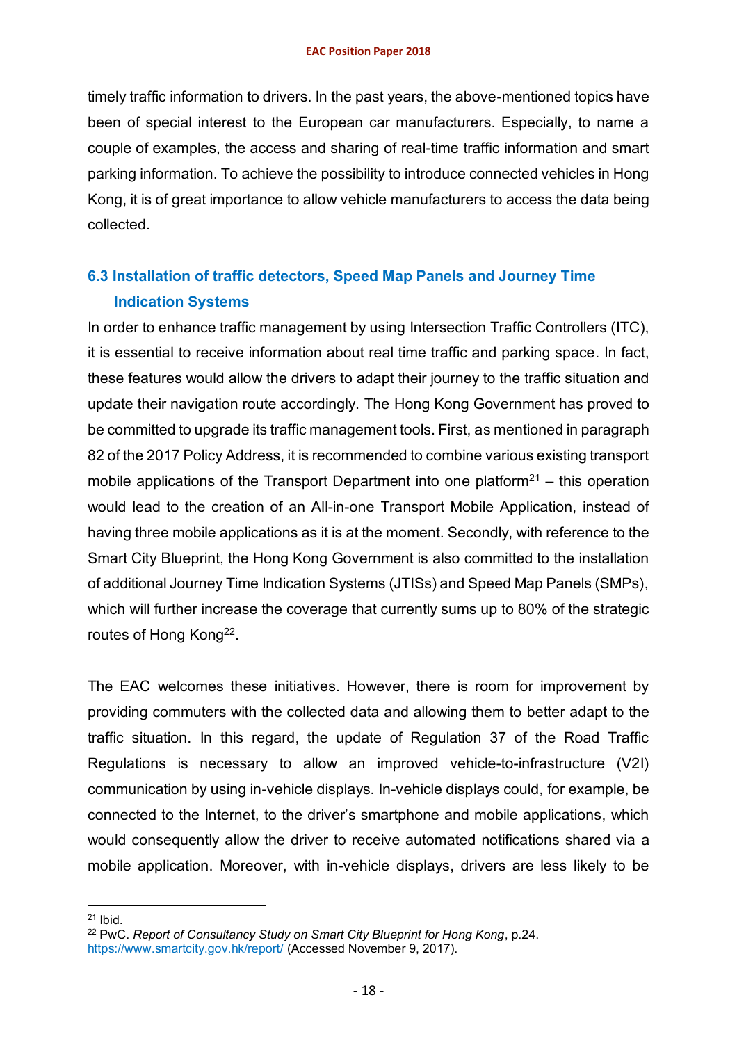timely traffic information to drivers. In the past years, the above-mentioned topics have been of special interest to the European car manufacturers. Especially, to name a couple of examples, the access and sharing of real-time traffic information and smart parking information. To achieve the possibility to introduce connected vehicles in Hong Kong, it is of great importance to allow vehicle manufacturers to access the data being collected.

### 6.3 Installation of traffic detectors, Speed Map Panels and Journey Time Indication Systems

In order to enhance traffic management by using Intersection Traffic Controllers (ITC), it is essential to receive information about real time traffic and parking space. In fact, these features would allow the drivers to adapt their journey to the traffic situation and update their navigation route accordingly. The Hong Kong Government has proved to be committed to upgrade its traffic management tools. First, as mentioned in paragraph 82 of the 2017 Policy Address, it is recommended to combine various existing transport mobile applications of the Transport Department into one platform[21] – this operation would lead to the creation of an All-in-one Transport Mobile Application, instead of having three mobile applications as it is at the moment. Secondly, with reference to the Smart City Blueprint, the Hong Kong Government is also committed to the installation of additional Journey Time Indication Systems (JTISs) and Speed Map Panels (SMPs), which will further increase the coverage that currently sums up to 80% of the strategic routes of Hong Kong[22].

The EAC welcomes these initiatives. However, there is room for improvement by providing commuters with the collected data and allowing them to better adapt to the traffic situation. In this regard, the update of Regulation 37 of the Road Traffic Regulations is necessary to allow an improved vehicle-to-infrastructure (V2I) communication by using in-vehicle displays. In-vehicle displays could, for example, be connected to the Internet, to the driver's smartphone and mobile applications, which would consequently allow the driver to receive automated notifications shared via a mobile application. Moreover, with in-vehicle displays, drivers are less likely to be

---

[21] Ibid.

[22] PwC. *Report of Consultancy Study on Smart City Blueprint for Hong Kong*, p.24. https://www.smartcity.gov.hk/report/ (Accessed November 9, 2017).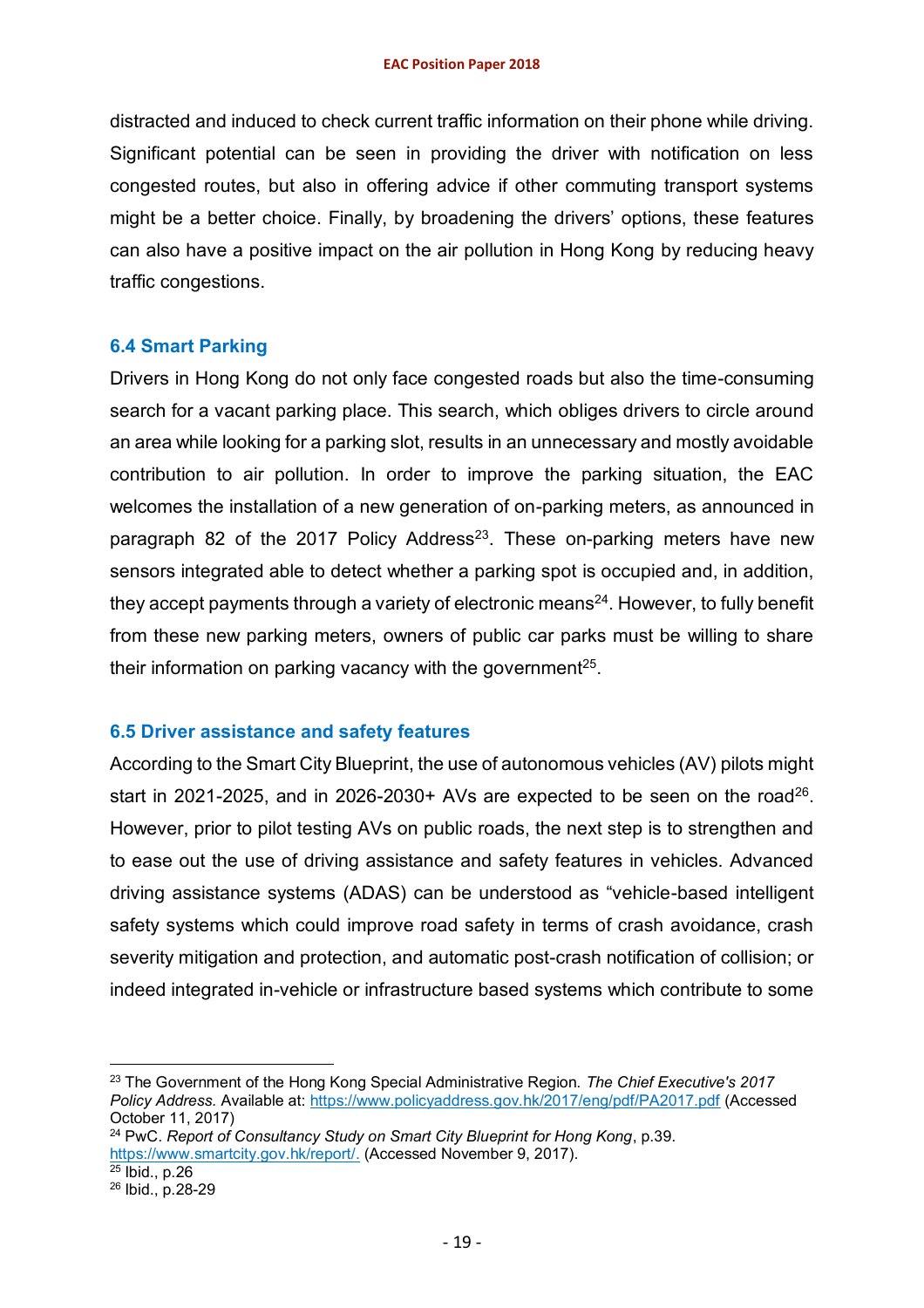distracted and induced to check current traffic information on their phone while driving. Significant potential can be seen in providing the driver with notification on less congested routes, but also in offering advice if other commuting transport systems might be a better choice. Finally, by broadening the drivers' options, these features can also have a positive impact on the air pollution in Hong Kong by reducing heavy traffic congestions.

### 6.4 Smart Parking

Drivers in Hong Kong do not only face congested roads but also the time-consuming search for a vacant parking place. This search, which obliges drivers to circle around an area while looking for a parking slot, results in an unnecessary and mostly avoidable contribution to air pollution. In order to improve the parking situation, the EAC welcomes the installation of a new generation of on-parking meters, as announced in paragraph 82 of the 2017 Policy Address[23]. These on-parking meters have new sensors integrated able to detect whether a parking spot is occupied and, in addition, they accept payments through a variety of electronic means[24]. However, to fully benefit from these new parking meters, owners of public car parks must be willing to share their information on parking vacancy with the government[25].

### 6.5 Driver assistance and safety features

According to the Smart City Blueprint, the use of autonomous vehicles (AV) pilots might start in 2021-2025, and in 2026-2030+ AVs are expected to be seen on the road[26]. However, prior to pilot testing AVs on public roads, the next step is to strengthen and to ease out the use of driving assistance and safety features in vehicles. Advanced driving assistance systems (ADAS) can be understood as "vehicle-based intelligent safety systems which could improve road safety in terms of crash avoidance, crash severity mitigation and protection, and automatic post-crash notification of collision; or indeed integrated in-vehicle or infrastructure based systems which contribute to some

---

[23] The Government of the Hong Kong Special Administrative Region. *The Chief Executive's 2017 Policy Address.* Available at: https://www.policyaddress.gov.hk/2017/eng/pdf/PA2017.pdf (Accessed October 11, 2017)

[24] PwC. *Report of Consultancy Study on Smart City Blueprint for Hong Kong*, p.39. https://www.smartcity.gov.hk/report/. (Accessed November 9, 2017).

[25] Ibid., p.26

[26] Ibid., p.28-29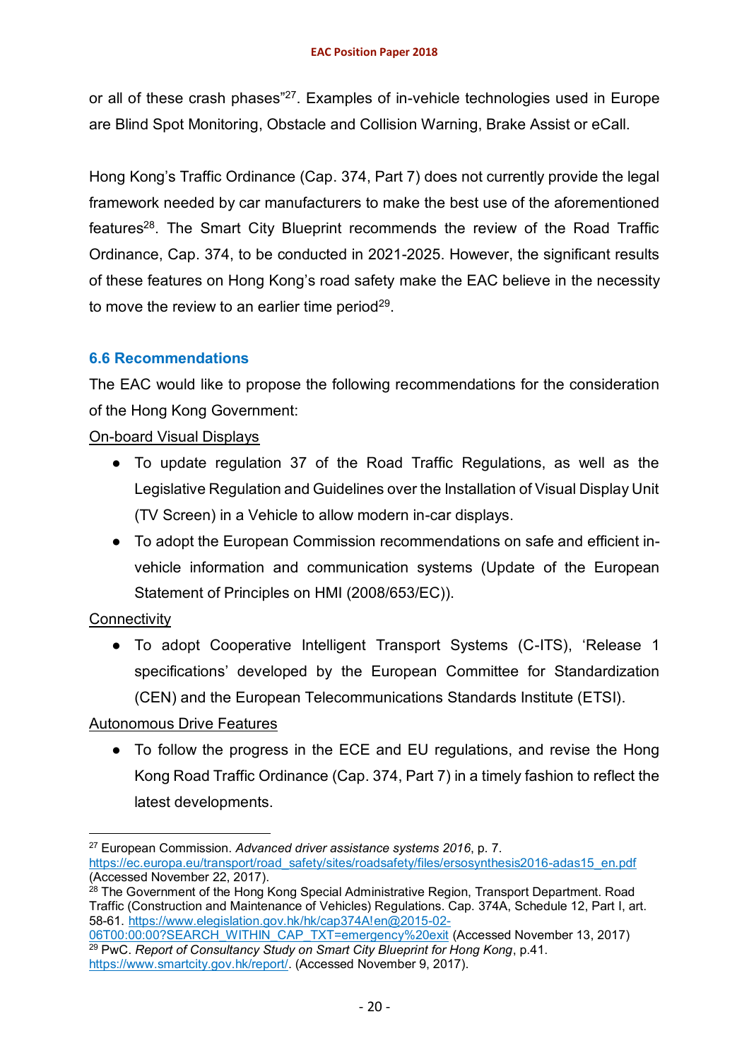or all of these crash phases"[27]. Examples of in-vehicle technologies used in Europe are Blind Spot Monitoring, Obstacle and Collision Warning, Brake Assist or eCall.

Hong Kong's Traffic Ordinance (Cap. 374, Part 7) does not currently provide the legal framework needed by car manufacturers to make the best use of the aforementioned features[28]. The Smart City Blueprint recommends the review of the Road Traffic Ordinance, Cap. 374, to be conducted in 2021-2025. However, the significant results of these features on Hong Kong's road safety make the EAC believe in the necessity to move the review to an earlier time period[29].

### 6.6 Recommendations

The EAC would like to propose the following recommendations for the consideration of the Hong Kong Government:

<u>On-board Visual Displays</u>

- To update regulation 37 of the Road Traffic Regulations, as well as the Legislative Regulation and Guidelines over the Installation of Visual Display Unit (TV Screen) in a Vehicle to allow modern in-car displays.
- To adopt the European Commission recommendations on safe and efficient in-vehicle information and communication systems (Update of the European Statement of Principles on HMI (2008/653/EC)).

<u>Connectivity</u>

- To adopt Cooperative Intelligent Transport Systems (C-ITS), 'Release 1 specifications' developed by the European Committee for Standardization (CEN) and the European Telecommunications Standards Institute (ETSI).

<u>Autonomous Drive Features</u>

- To follow the progress in the ECE and EU regulations, and revise the Hong Kong Road Traffic Ordinance (Cap. 374, Part 7) in a timely fashion to reflect the latest developments.

---

[27] European Commission. *Advanced driver assistance systems 2016*, p. 7. https://ec.europa.eu/transport/road_safety/sites/roadsafety/files/ersosynthesis2016-adas15_en.pdf (Accessed November 22, 2017).

[28] The Government of the Hong Kong Special Administrative Region, Transport Department. Road Traffic (Construction and Maintenance of Vehicles) Regulations. Cap. 374A, Schedule 12, Part I, art. 58-61. https://www.elegislation.gov.hk/hk/cap374A!en@2015-02-06T00:00:00?SEARCH_WITHIN_CAP_TXT=emergency%20exit (Accessed November 13, 2017)

[29] PwC. *Report of Consultancy Study on Smart City Blueprint for Hong Kong*, p.41. https://www.smartcity.gov.hk/report/. (Accessed November 9, 2017).